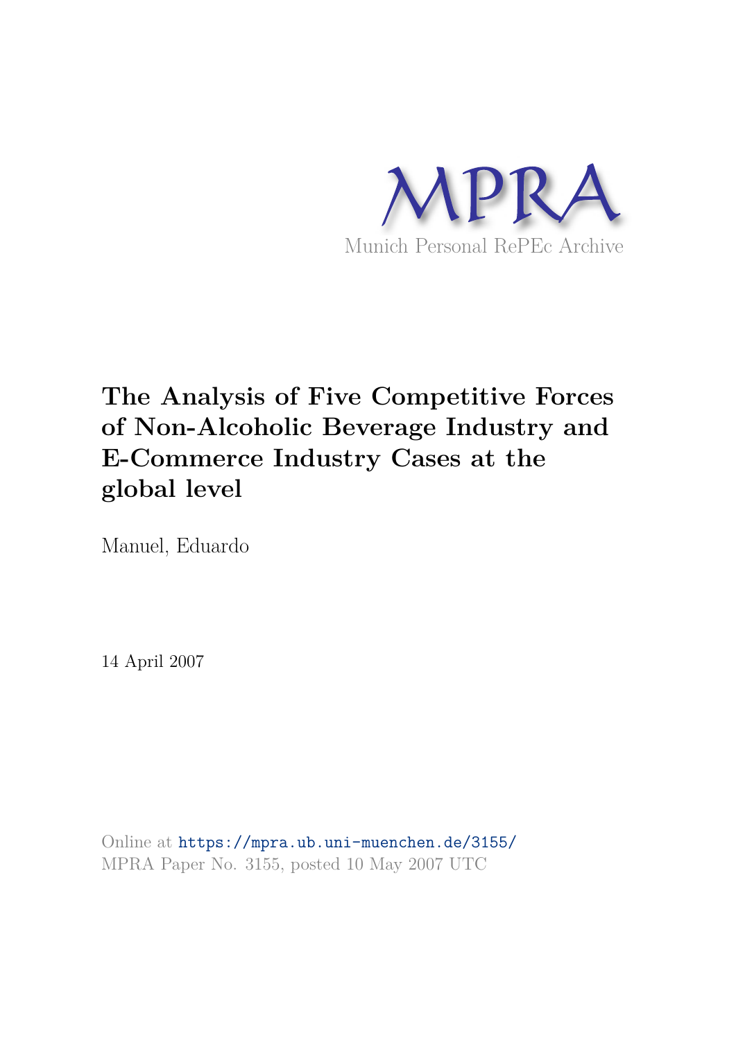MPRA

Munich Personal RePEc Archive

# The Analysis of Five Competitive Forces of Non-Alcoholic Beverage Industry and E-Commerce Industry Cases at the global level

Manuel, Eduardo

14 April 2007

Online at https://mpra.ub.uni-muenchen.de/3155/
MPRA Paper No. 3155, posted 10 May 2007 UTC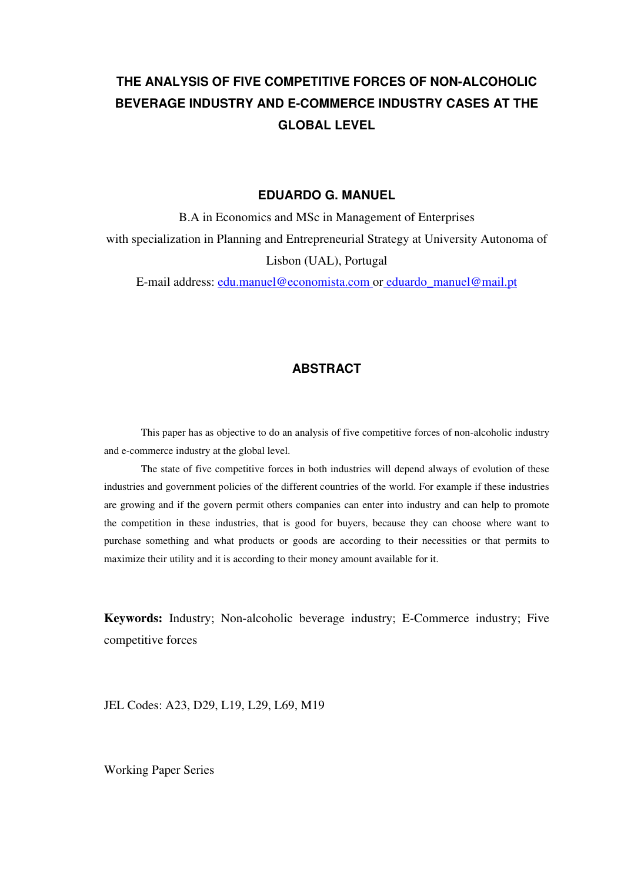# THE ANALYSIS OF FIVE COMPETITIVE FORCES OF NON-ALCOHOLIC BEVERAGE INDUSTRY AND E-COMMERCE INDUSTRY CASES AT THE GLOBAL LEVEL

**EDUARDO G. MANUEL**

B.A in Economics and MSc in Management of Enterprises
with specialization in Planning and Entrepreneurial Strategy at University Autonoma of Lisbon (UAL), Portugal

E-mail address: edu.manuel@economista.com or eduardo_manuel@mail.pt

## ABSTRACT

This paper has as objective to do an analysis of five competitive forces of non-alcoholic industry and e-commerce industry at the global level.

The state of five competitive forces in both industries will depend always of evolution of these industries and government policies of the different countries of the world. For example if these industries are growing and if the govern permit others companies can enter into industry and can help to promote the competition in these industries, that is good for buyers, because they can choose where want to purchase something and what products or goods are according to their necessities or that permits to maximize their utility and it is according to their money amount available for it.

**Keywords:** Industry; Non-alcoholic beverage industry; E-Commerce industry; Five competitive forces

JEL Codes: A23, D29, L19, L29, L69, M19

Working Paper Series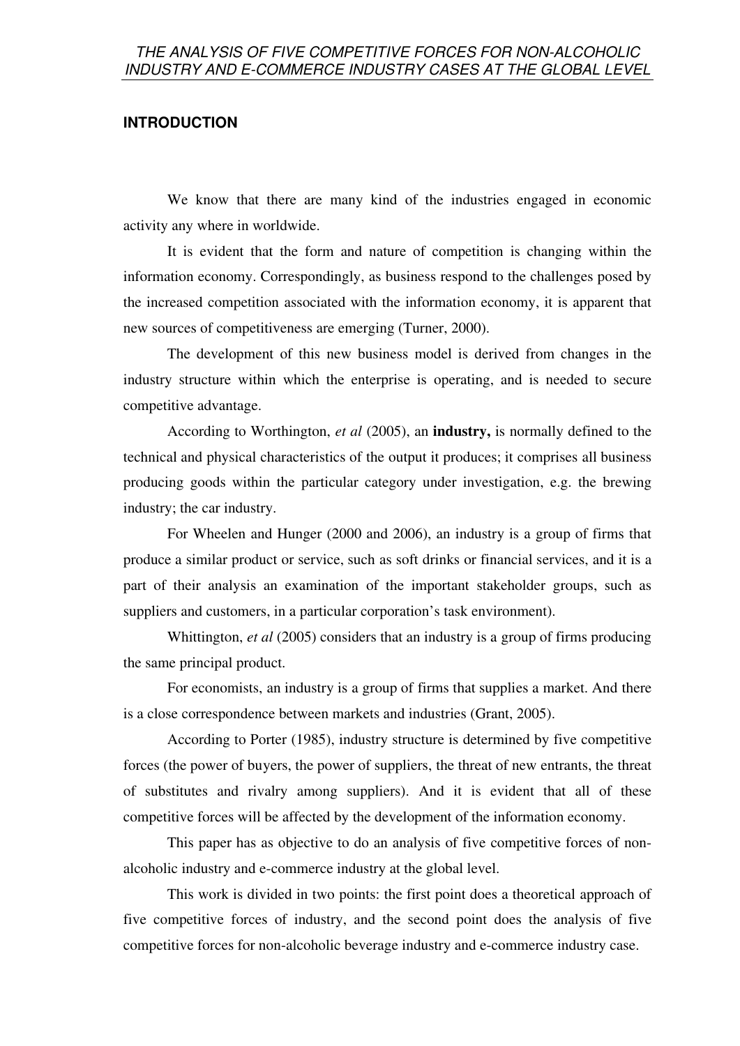## INTRODUCTION

We know that there are many kind of the industries engaged in economic activity any where in worldwide.

It is evident that the form and nature of competition is changing within the information economy. Correspondingly, as business respond to the challenges posed by the increased competition associated with the information economy, it is apparent that new sources of competitiveness are emerging (Turner, 2000).

The development of this new business model is derived from changes in the industry structure within which the enterprise is operating, and is needed to secure competitive advantage.

According to Worthington, *et al* (2005), an **industry,** is normally defined to the technical and physical characteristics of the output it produces; it comprises all business producing goods within the particular category under investigation, e.g. the brewing industry; the car industry.

For Wheelen and Hunger (2000 and 2006), an industry is a group of firms that produce a similar product or service, such as soft drinks or financial services, and it is a part of their analysis an examination of the important stakeholder groups, such as suppliers and customers, in a particular corporation's task environment).

Whittington, *et al* (2005) considers that an industry is a group of firms producing the same principal product.

For economists, an industry is a group of firms that supplies a market. And there is a close correspondence between markets and industries (Grant, 2005).

According to Porter (1985), industry structure is determined by five competitive forces (the power of buyers, the power of suppliers, the threat of new entrants, the threat of substitutes and rivalry among suppliers). And it is evident that all of these competitive forces will be affected by the development of the information economy.

This paper has as objective to do an analysis of five competitive forces of non-alcoholic industry and e-commerce industry at the global level.

This work is divided in two points: the first point does a theoretical approach of five competitive forces of industry, and the second point does the analysis of five competitive forces for non-alcoholic beverage industry and e-commerce industry case.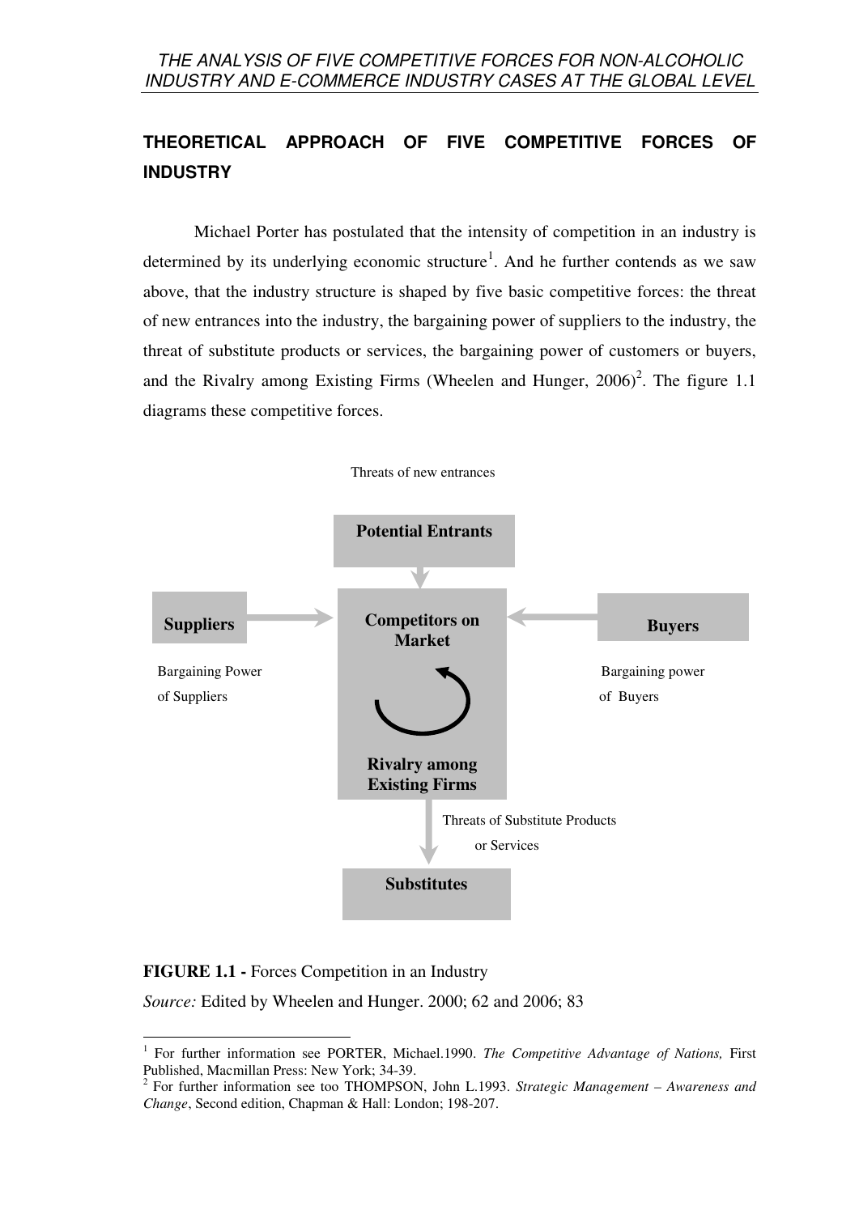## THEORETICAL APPROACH OF FIVE COMPETITIVE FORCES OF INDUSTRY

Michael Porter has postulated that the intensity of competition in an industry is determined by its underlying economic structure[1]. And he further contends as we saw above, that the industry structure is shaped by five basic competitive forces: the threat of new entrances into the industry, the bargaining power of suppliers to the industry, the threat of substitute products or services, the bargaining power of customers or buyers, and the Rivalry among Existing Firms (Wheelen and Hunger, 2006)[2]. The figure 1.1 diagrams these competitive forces.

Threats of new entrances

**Potential Entrants**

**Suppliers**

Bargaining Power of Suppliers

**Competitors on Market**

**Rivalry among Existing Firms**

**Buyers**

Bargaining power of Buyers

Threats of Substitute Products or Services

**Substitutes**

**FIGURE 1.1 -** Forces Competition in an Industry

*Source:* Edited by Wheelen and Hunger. 2000; 62 and 2006; 83

---

[1] For further information see PORTER, Michael.1990. *The Competitive Advantage of Nations,* First Published, Macmillan Press: New York; 34-39.

[2] For further information see too THOMPSON, John L.1993. *Strategic Management – Awareness and Change*, Second edition, Chapman & Hall: London; 198-207.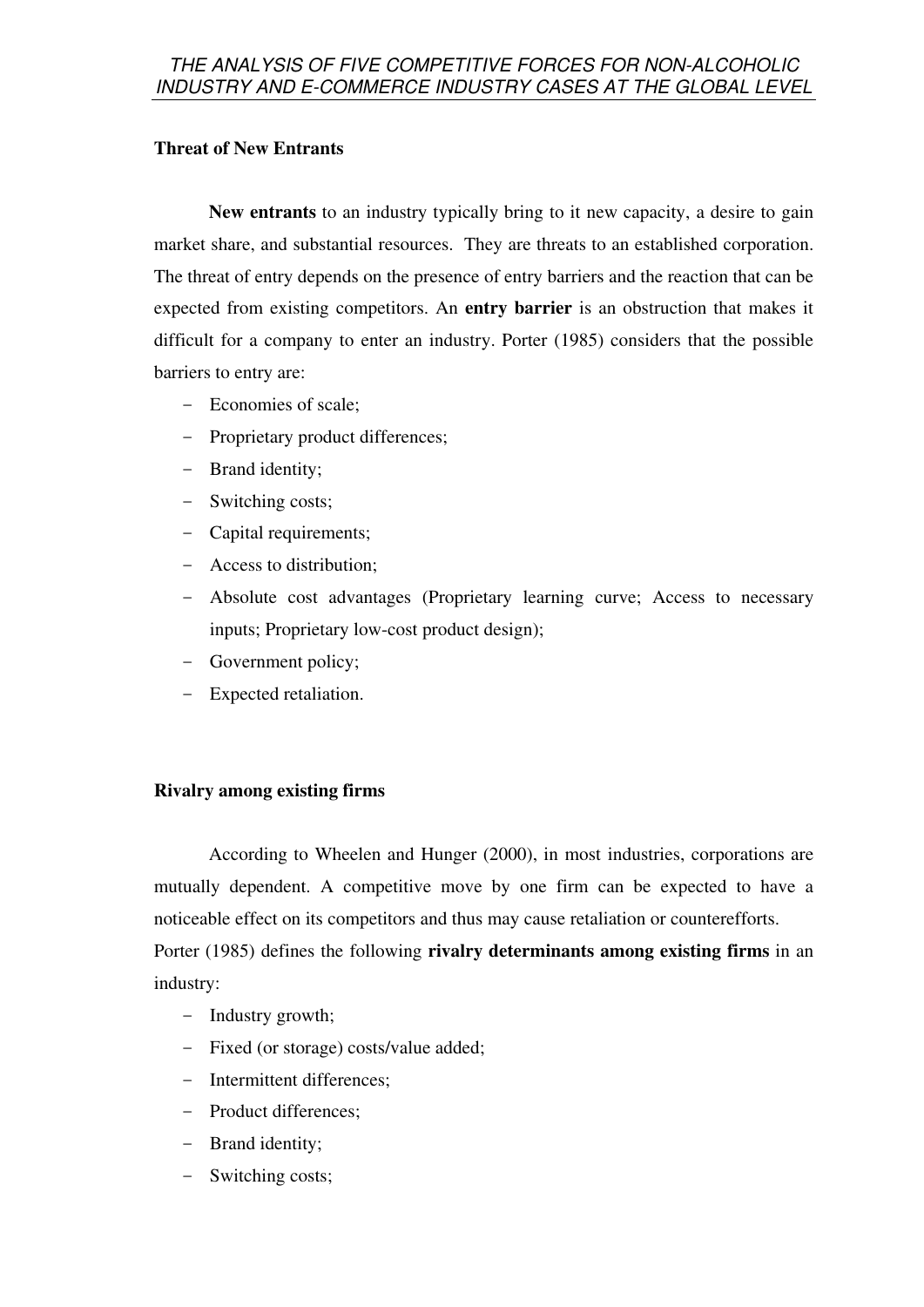### Threat of New Entrants

**New entrants** to an industry typically bring to it new capacity, a desire to gain market share, and substantial resources. They are threats to an established corporation. The threat of entry depends on the presence of entry barriers and the reaction that can be expected from existing competitors. An **entry barrier** is an obstruction that makes it difficult for a company to enter an industry. Porter (1985) considers that the possible barriers to entry are:

- Economies of scale;
- Proprietary product differences;
- Brand identity;
- Switching costs;
- Capital requirements;
- Access to distribution;
- Absolute cost advantages (Proprietary learning curve; Access to necessary inputs; Proprietary low-cost product design);
- Government policy;
- Expected retaliation.

### Rivalry among existing firms

According to Wheelen and Hunger (2000), in most industries, corporations are mutually dependent. A competitive move by one firm can be expected to have a noticeable effect on its competitors and thus may cause retaliation or counterefforts.
Porter (1985) defines the following **rivalry determinants among existing firms** in an industry:

- Industry growth;
- Fixed (or storage) costs/value added;
- Intermittent differences;
- Product differences;
- Brand identity;
- Switching costs;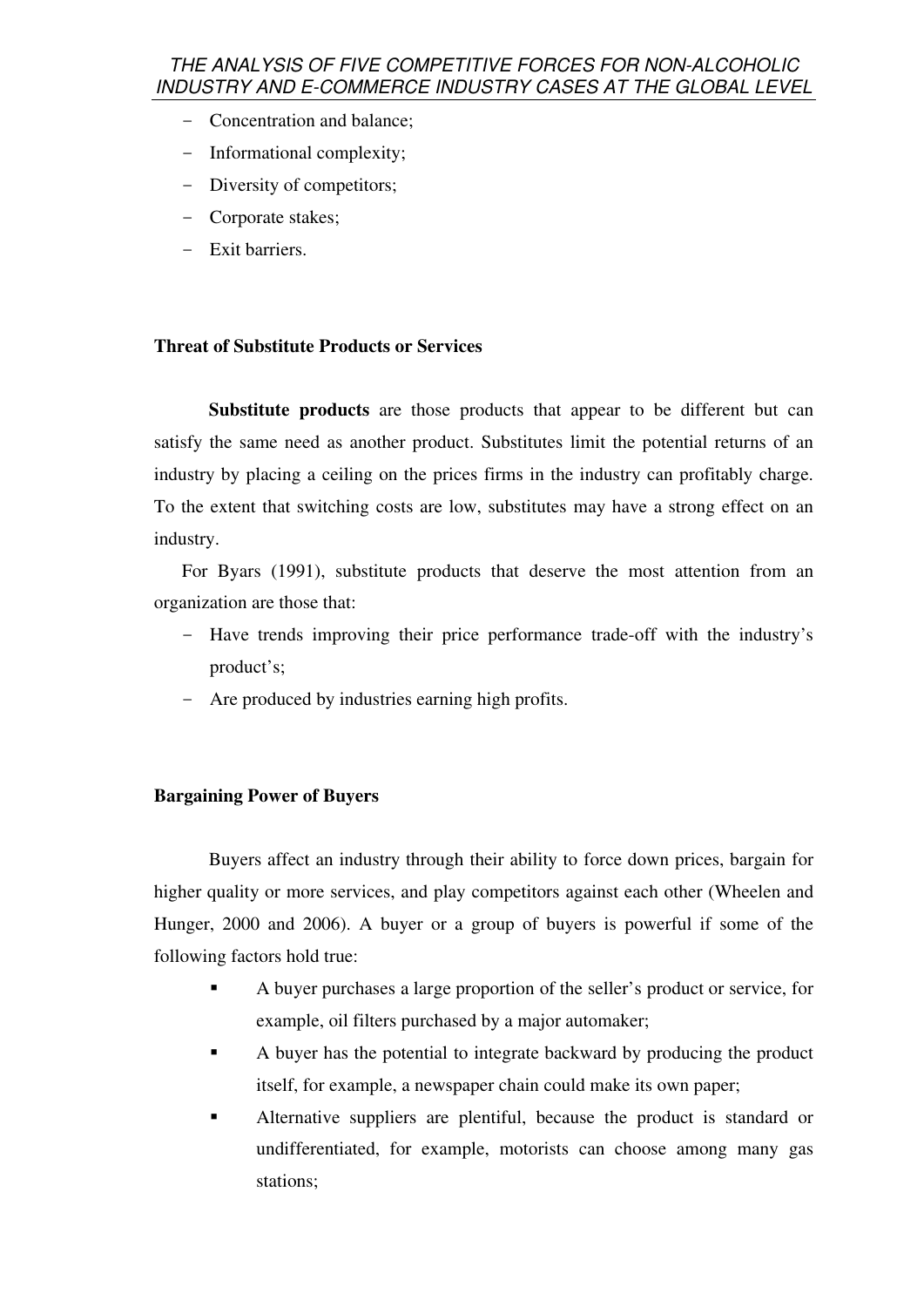- Concentration and balance;
- Informational complexity;
- Diversity of competitors;
- Corporate stakes;
- Exit barriers.

**Threat of Substitute Products or Services**

**Substitute products** are those products that appear to be different but can satisfy the same need as another product. Substitutes limit the potential returns of an industry by placing a ceiling on the prices firms in the industry can profitably charge. To the extent that switching costs are low, substitutes may have a strong effect on an industry.

For Byars (1991), substitute products that deserve the most attention from an organization are those that:

- Have trends improving their price performance trade-off with the industry's product's;
- Are produced by industries earning high profits.

**Bargaining Power of Buyers**

Buyers affect an industry through their ability to force down prices, bargain for higher quality or more services, and play competitors against each other (Wheelen and Hunger, 2000 and 2006). A buyer or a group of buyers is powerful if some of the following factors hold true:

- A buyer purchases a large proportion of the seller's product or service, for example, oil filters purchased by a major automaker;
- A buyer has the potential to integrate backward by producing the product itself, for example, a newspaper chain could make its own paper;
- Alternative suppliers are plentiful, because the product is standard or undifferentiated, for example, motorists can choose among many gas stations;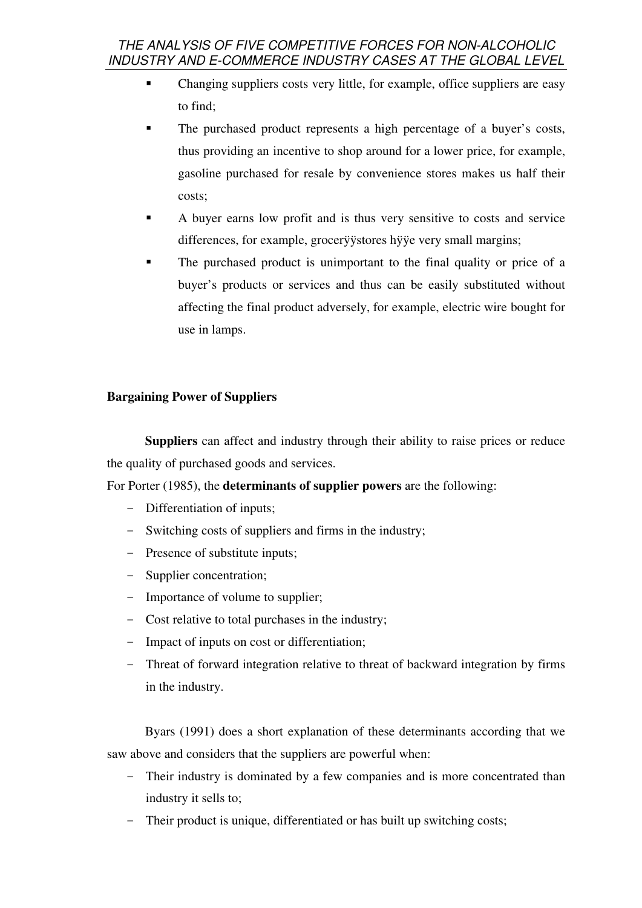- Changing suppliers costs very little, for example, office suppliers are easy to find;
- The purchased product represents a high percentage of a buyer's costs, thus providing an incentive to shop around for a lower price, for example, gasoline purchased for resale by convenience stores makes us half their costs;
- A buyer earns low profit and is thus very sensitive to costs and service differences, for example, grocerÿÿstores hÿÿe very small margins;
- The purchased product is unimportant to the final quality or price of a buyer's products or services and thus can be easily substituted without affecting the final product adversely, for example, electric wire bought for use in lamps.

**Bargaining Power of Suppliers**

**Suppliers** can affect and industry through their ability to raise prices or reduce the quality of purchased goods and services.

For Porter (1985), the **determinants of supplier powers** are the following:

- Differentiation of inputs;
- Switching costs of suppliers and firms in the industry;
- Presence of substitute inputs;
- Supplier concentration;
- Importance of volume to supplier;
- Cost relative to total purchases in the industry;
- Impact of inputs on cost or differentiation;
- Threat of forward integration relative to threat of backward integration by firms in the industry.

Byars (1991) does a short explanation of these determinants according that we saw above and considers that the suppliers are powerful when:

- Their industry is dominated by a few companies and is more concentrated than industry it sells to;
- Their product is unique, differentiated or has built up switching costs;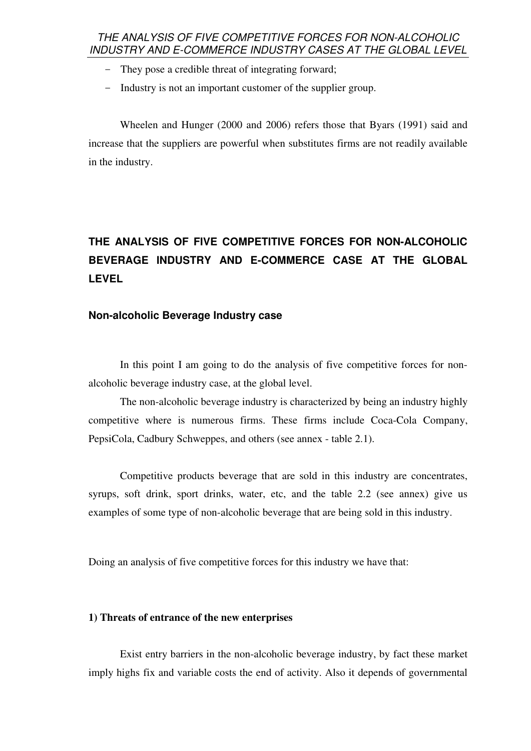- They pose a credible threat of integrating forward;
- Industry is not an important customer of the supplier group.

Wheelen and Hunger (2000 and 2006) refers those that Byars (1991) said and increase that the suppliers are powerful when substitutes firms are not readily available in the industry.

## THE ANALYSIS OF FIVE COMPETITIVE FORCES FOR NON-ALCOHOLIC BEVERAGE INDUSTRY AND E-COMMERCE CASE AT THE GLOBAL LEVEL

### Non-alcoholic Beverage Industry case

In this point I am going to do the analysis of five competitive forces for non-alcoholic beverage industry case, at the global level.

The non-alcoholic beverage industry is characterized by being an industry highly competitive where is numerous firms. These firms include Coca-Cola Company, PepsiCola, Cadbury Schweppes, and others (see annex - table 2.1).

Competitive products beverage that are sold in this industry are concentrates, syrups, soft drink, sport drinks, water, etc, and the table 2.2 (see annex) give us examples of some type of non-alcoholic beverage that are being sold in this industry.

Doing an analysis of five competitive forces for this industry we have that:

#### 1) Threats of entrance of the new enterprises

Exist entry barriers in the non-alcoholic beverage industry, by fact these market imply highs fix and variable costs the end of activity. Also it depends of governmental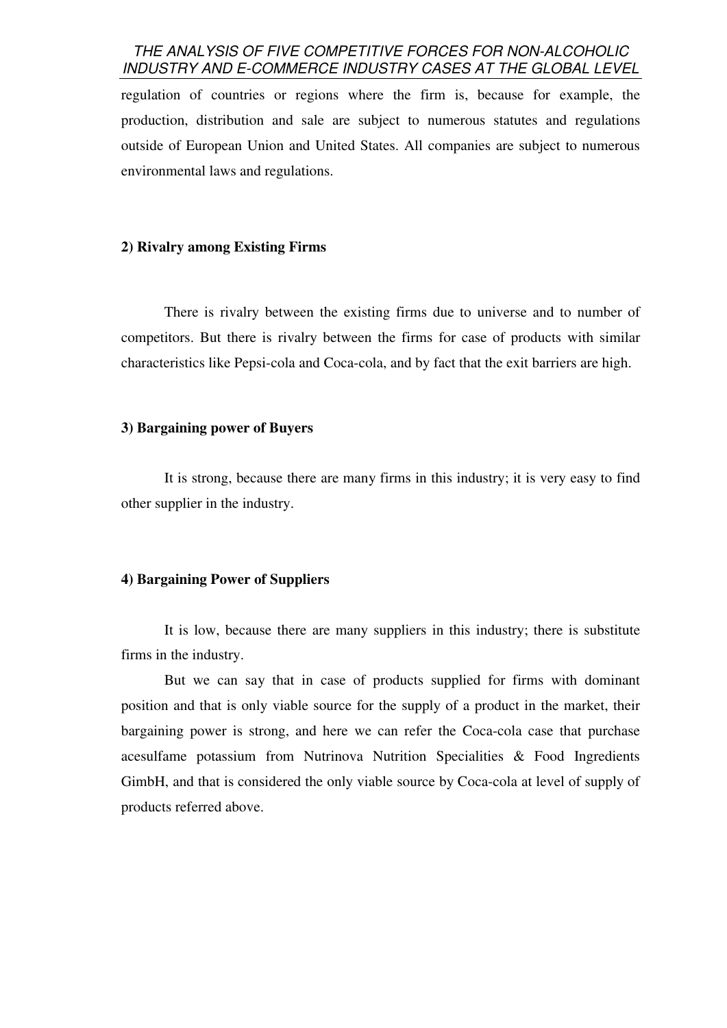regulation of countries or regions where the firm is, because for example, the production, distribution and sale are subject to numerous statutes and regulations outside of European Union and United States. All companies are subject to numerous environmental laws and regulations.

**2) Rivalry among Existing Firms**

There is rivalry between the existing firms due to universe and to number of competitors. But there is rivalry between the firms for case of products with similar characteristics like Pepsi-cola and Coca-cola, and by fact that the exit barriers are high.

**3) Bargaining power of Buyers**

It is strong, because there are many firms in this industry; it is very easy to find other supplier in the industry.

**4) Bargaining Power of Suppliers**

It is low, because there are many suppliers in this industry; there is substitute firms in the industry.

But we can say that in case of products supplied for firms with dominant position and that is only viable source for the supply of a product in the market, their bargaining power is strong, and here we can refer the Coca-cola case that purchase acesulfame potassium from Nutrinova Nutrition Specialities & Food Ingredients GimbH, and that is considered the only viable source by Coca-cola at level of supply of products referred above.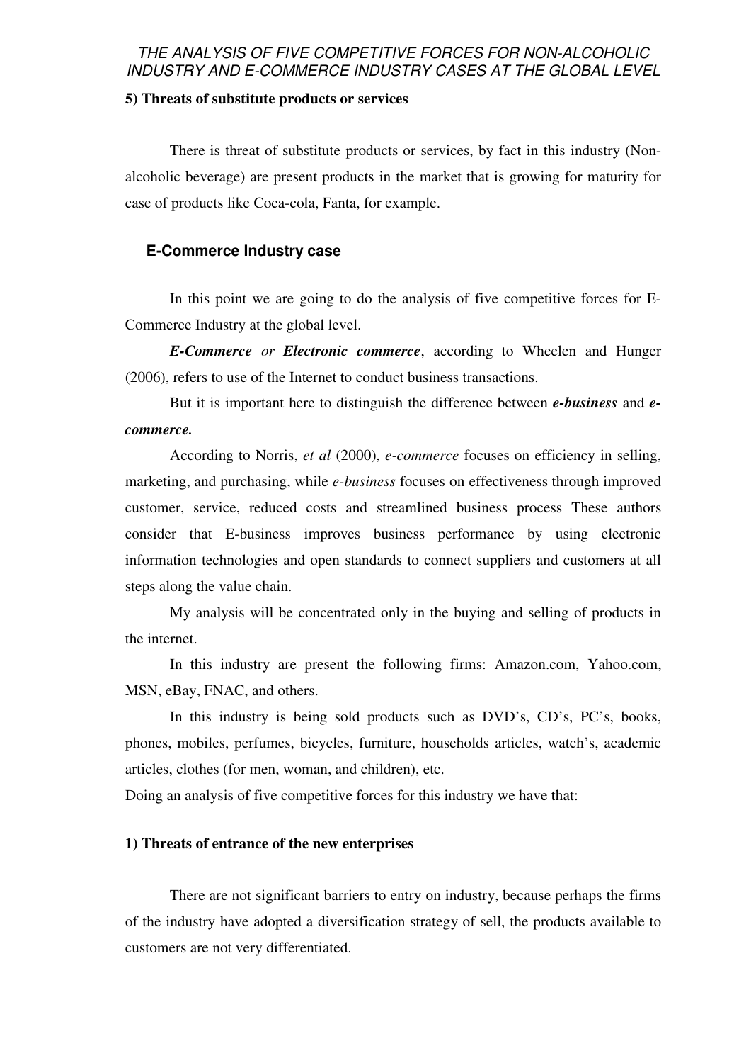**5) Threats of substitute products or services**

There is threat of substitute products or services, by fact in this industry (Non-alcoholic beverage) are present products in the market that is growing for maturity for case of products like Coca-cola, Fanta, for example.

### E-Commerce Industry case

In this point we are going to do the analysis of five competitive forces for E-Commerce Industry at the global level.

***E-Commerce*** *or* ***Electronic commerce***, according to Wheelen and Hunger (2006), refers to use of the Internet to conduct business transactions.

But it is important here to distinguish the difference between ***e-business*** and ***e-commerce.***

According to Norris, *et al* (2000), *e-commerce* focuses on efficiency in selling, marketing, and purchasing, while *e-business* focuses on effectiveness through improved customer, service, reduced costs and streamlined business process These authors consider that E-business improves business performance by using electronic information technologies and open standards to connect suppliers and customers at all steps along the value chain.

My analysis will be concentrated only in the buying and selling of products in the internet.

In this industry are present the following firms: Amazon.com, Yahoo.com, MSN, eBay, FNAC, and others.

In this industry is being sold products such as DVD's, CD's, PC's, books, phones, mobiles, perfumes, bicycles, furniture, households articles, watch's, academic articles, clothes (for men, woman, and children), etc.

Doing an analysis of five competitive forces for this industry we have that:

**1) Threats of entrance of the new enterprises**

There are not significant barriers to entry on industry, because perhaps the firms of the industry have adopted a diversification strategy of sell, the products available to customers are not very differentiated.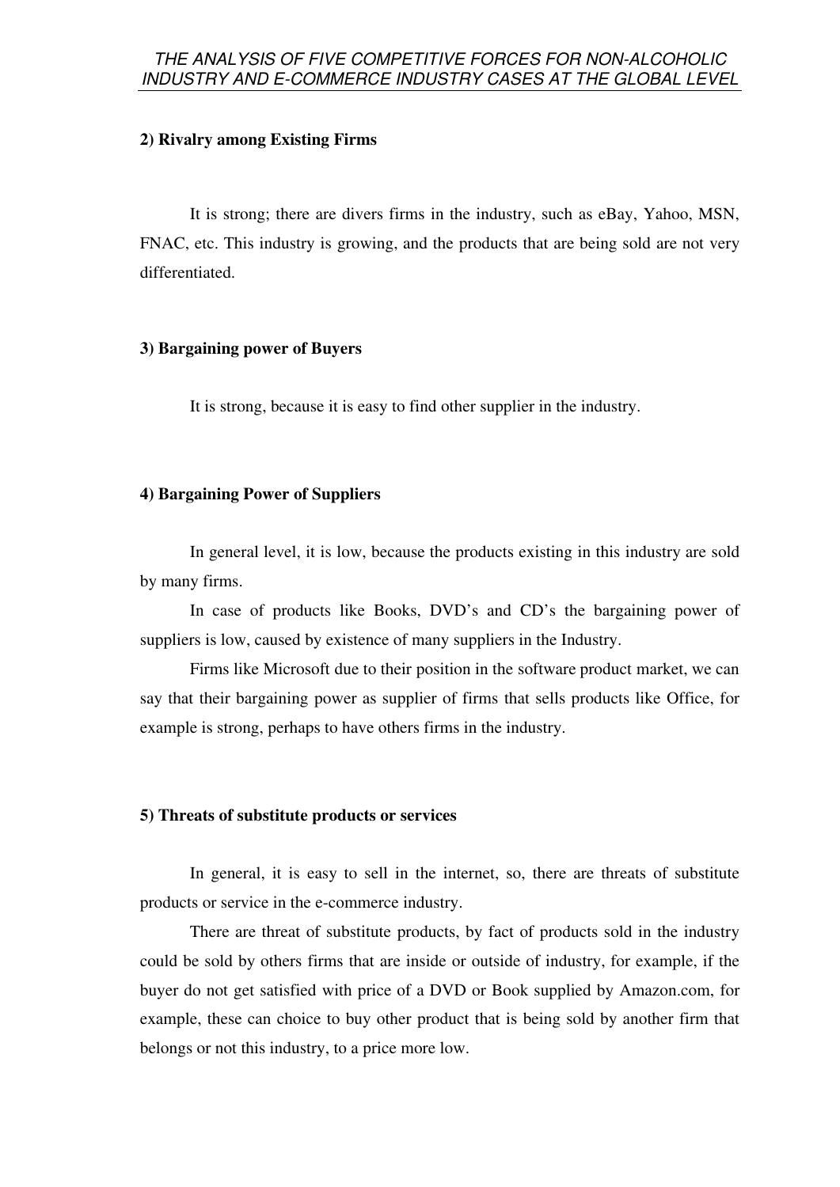**2) Rivalry among Existing Firms**

It is strong; there are divers firms in the industry, such as eBay, Yahoo, MSN, FNAC, etc. This industry is growing, and the products that are being sold are not very differentiated.

**3) Bargaining power of Buyers**

It is strong, because it is easy to find other supplier in the industry.

**4) Bargaining Power of Suppliers**

In general level, it is low, because the products existing in this industry are sold by many firms.

In case of products like Books, DVD's and CD's the bargaining power of suppliers is low, caused by existence of many suppliers in the Industry.

Firms like Microsoft due to their position in the software product market, we can say that their bargaining power as supplier of firms that sells products like Office, for example is strong, perhaps to have others firms in the industry.

**5) Threats of substitute products or services**

In general, it is easy to sell in the internet, so, there are threats of substitute products or service in the e-commerce industry.

There are threat of substitute products, by fact of products sold in the industry could be sold by others firms that are inside or outside of industry, for example, if the buyer do not get satisfied with price of a DVD or Book supplied by Amazon.com, for example, these can choice to buy other product that is being sold by another firm that belongs or not this industry, to a price more low.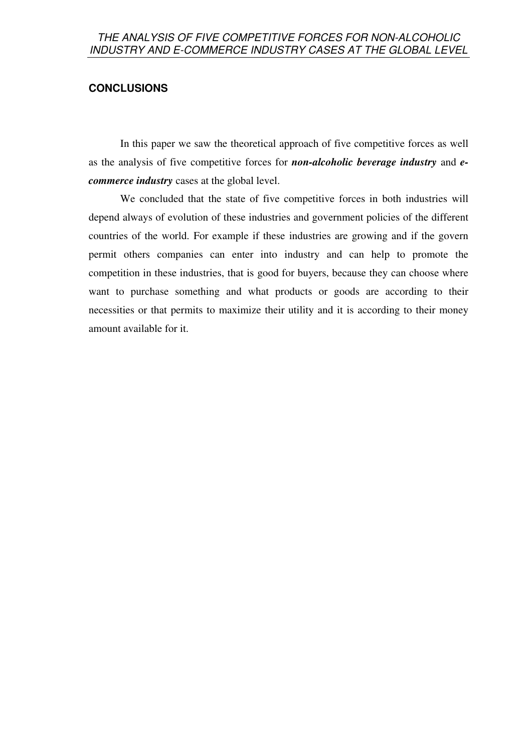## CONCLUSIONS

In this paper we saw the theoretical approach of five competitive forces as well as the analysis of five competitive forces for ***non-alcoholic beverage industry*** and ***e-commerce industry*** cases at the global level.

We concluded that the state of five competitive forces in both industries will depend always of evolution of these industries and government policies of the different countries of the world. For example if these industries are growing and if the govern permit others companies can enter into industry and can help to promote the competition in these industries, that is good for buyers, because they can choose where want to purchase something and what products or goods are according to their necessities or that permits to maximize their utility and it is according to their money amount available for it.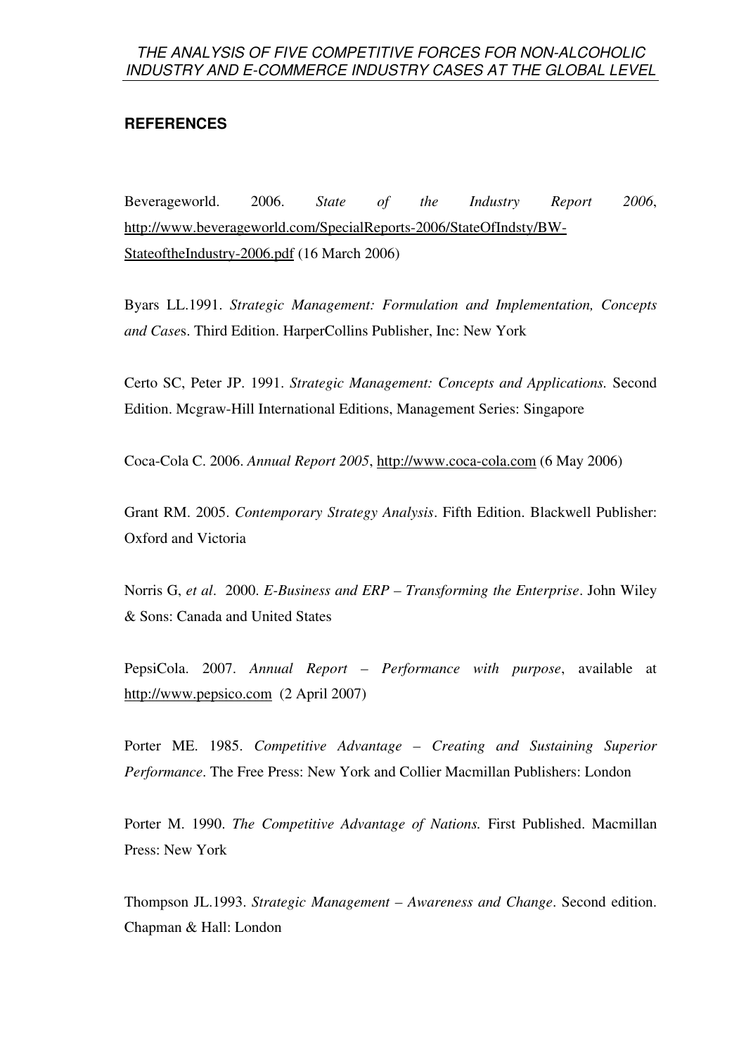## REFERENCES

Beverageworld. 2006. *State of the Industry Report 2006*, http://www.beverageworld.com/SpecialReports-2006/StateOfIndsty/BW-StateoftheIndustry-2006.pdf (16 March 2006)

Byars LL.1991. *Strategic Management: Formulation and Implementation, Concepts and Case*s. Third Edition. HarperCollins Publisher, Inc: New York

Certo SC, Peter JP. 1991. *Strategic Management: Concepts and Applications.* Second Edition. Mcgraw-Hill International Editions, Management Series: Singapore

Coca-Cola C. 2006. *Annual Report 2005*, http://www.coca-cola.com (6 May 2006)

Grant RM. 2005. *Contemporary Strategy Analysis*. Fifth Edition. Blackwell Publisher: Oxford and Victoria

Norris G, *et al*. 2000. *E-Business and ERP – Transforming the Enterprise*. John Wiley & Sons: Canada and United States

PepsiCola. 2007. *Annual Report – Performance with purpose*, available at http://www.pepsico.com (2 April 2007)

Porter ME. 1985. *Competitive Advantage – Creating and Sustaining Superior Performance*. The Free Press: New York and Collier Macmillan Publishers: London

Porter M. 1990. *The Competitive Advantage of Nations.* First Published. Macmillan Press: New York

Thompson JL.1993. *Strategic Management – Awareness and Change*. Second edition. Chapman & Hall: London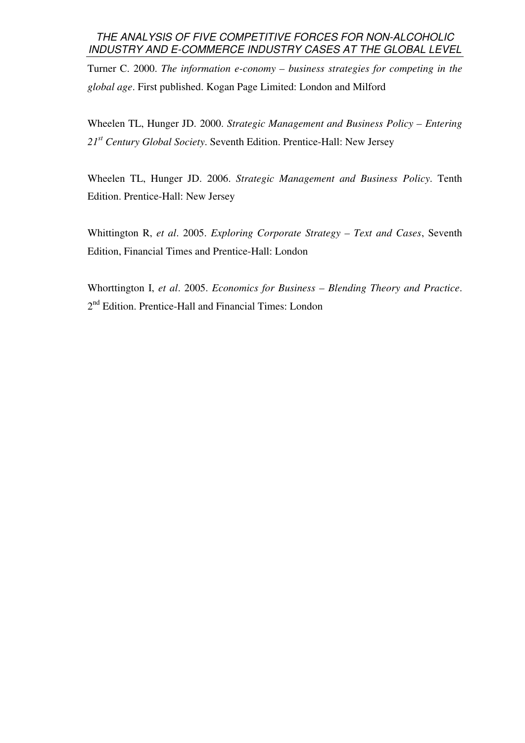Turner C. 2000. *The information e-conomy – business strategies for competing in the global age*. First published. Kogan Page Limited: London and Milford

Wheelen TL, Hunger JD. 2000. *Strategic Management and Business Policy – Entering 21st Century Global Society*. Seventh Edition. Prentice-Hall: New Jersey

Wheelen TL, Hunger JD. 2006. *Strategic Management and Business Policy*. Tenth Edition. Prentice-Hall: New Jersey

Whittington R, *et al*. 2005. *Exploring Corporate Strategy – Text and Cases*, Seventh Edition, Financial Times and Prentice-Hall: London

Whorttington I, *et al*. 2005. *Economics for Business – Blending Theory and Practice*. 2nd Edition. Prentice-Hall and Financial Times: London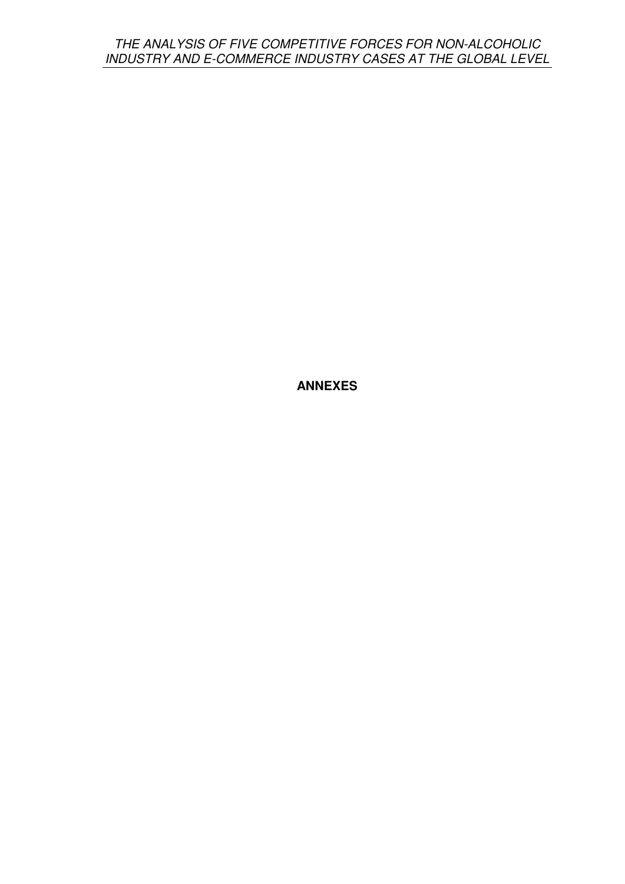**ANNEXES**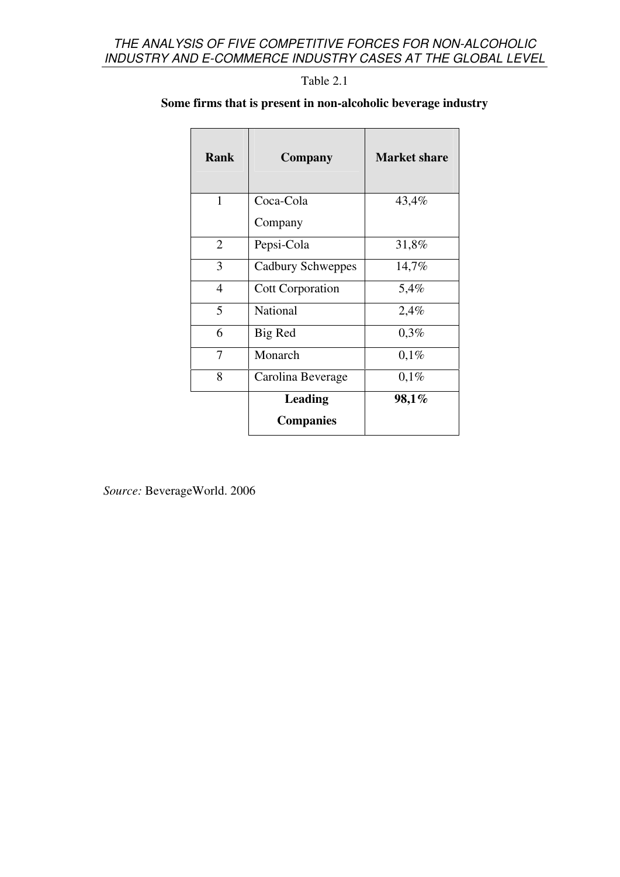Table 2.1

**Some firms that is present in non-alcoholic beverage industry**

| Rank | Company | Market share |
|---|---|---|
| 1 | Coca-Cola Company | 43,4% |
| 2 | Pepsi-Cola | 31,8% |
| 3 | Cadbury Schweppes | 14,7% |
| 4 | Cott Corporation | 5,4% |
| 5 | National | 2,4% |
| 6 | Big Red | 0,3% |
| 7 | Monarch | 0,1% |
| 8 | Carolina Beverage | 0,1% |
| | **Leading Companies** | **98,1%** |

*Source:* BeverageWorld. 2006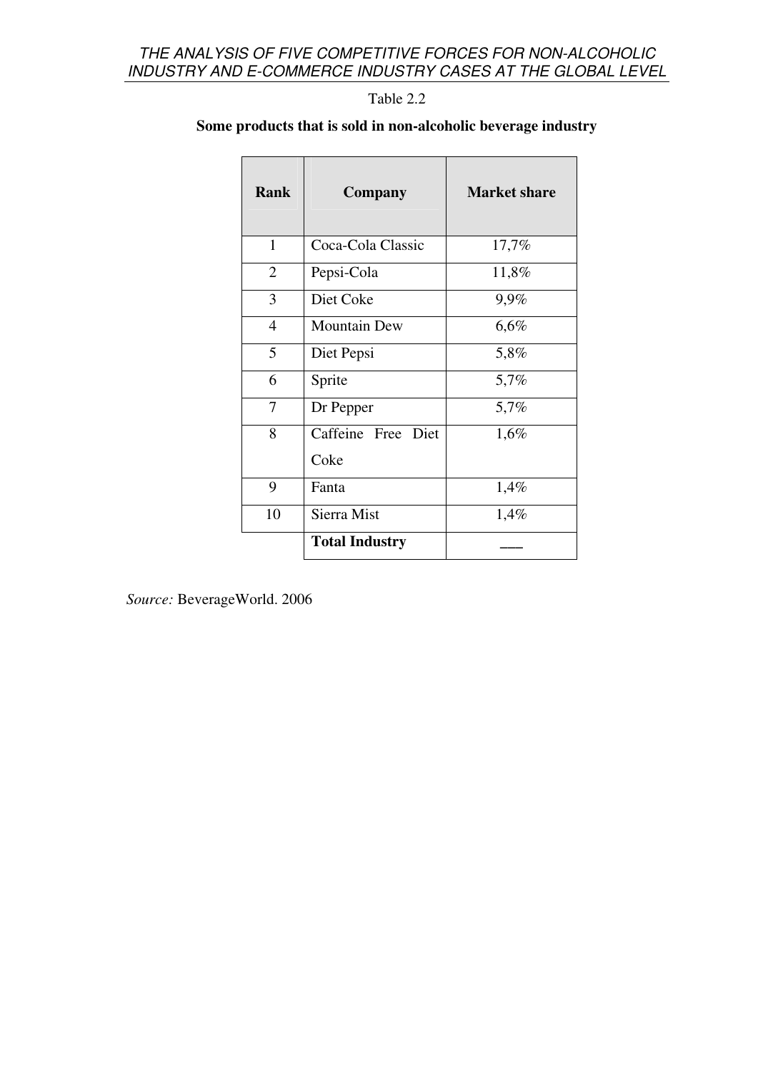Table 2.2

**Some products that is sold in non-alcoholic beverage industry**

| Rank | Company | Market share |
|---|---|---|
| 1 | Coca-Cola Classic | 17,7% |
| 2 | Pepsi-Cola | 11,8% |
| 3 | Diet Coke | 9,9% |
| 4 | Mountain Dew | 6,6% |
| 5 | Diet Pepsi | 5,8% |
| 6 | Sprite | 5,7% |
| 7 | Dr Pepper | 5,7% |
| 8 | Caffeine Free Diet Coke | 1,6% |
| 9 | Fanta | 1,4% |
| 10 | Sierra Mist | 1,4% |
| | **Total Industry** | ___ |

*Source:* BeverageWorld. 2006